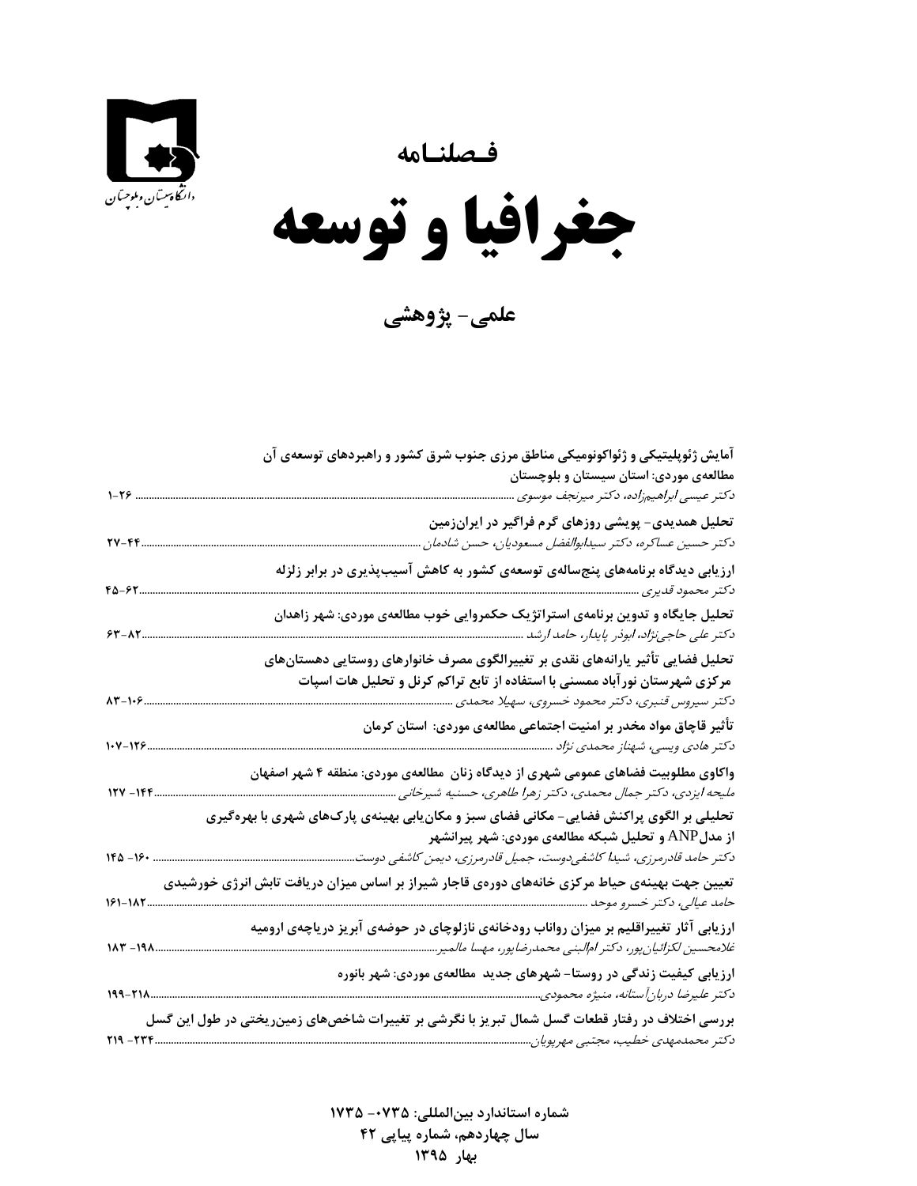دانشگاه سیستان و بلوچستان

فصلنامه

# جغرافیا و توسعه

## علمی- پژوهشی

**آمایش ژئوپلیتیکی و ژئواکونومیکی مناطق مرزی جنوب شرق کشور و راهبردهای توسعه‌ی آن مطالعه‌ی موردی: استان سیستان و بلوچستان**
*دکتر عیسی ابراهیم‌زاده، دکتر میرنجف موسوی* ............ ۲۶-۱

**تحلیل همدیدی- پویشی روزهای گرم فراگیر در ایران‌زمین**
*دکتر حسین عساکره، دکتر سیدابوالفضل مسعودیان، حسن شادمان* ............ ۴۴-۲۷

**ارزیابی دیدگاه برنامه‌های پنج‌ساله‌ی توسعه‌ی کشور به کاهش آسیب‌پذیری در برابر زلزله**
*دکتر محمود قدیری* ............ ۶۲-۴۵

**تحلیل جایگاه و تدوین برنامه‌ی استراتژیک حکمروایی خوب مطالعه‌ی موردی: شهر زاهدان**
*دکتر علی حاجی‌نژاد، ابوذر پایدار، حامد ارشد* ............ ۸۲-۶۳

**تحلیل فضایی تأثیر یارانه‌های نقدی بر تغییرالگوی مصرف خانوارهای روستایی دهستان‌های مرکزی شهرستان نورآباد ممسنی با استفاده از تابع تراکم کرنل و تحلیل هات اسپات**
*دکتر سیروس قنبری، دکتر محمود خسروی، سهیلا محمدی* ............ ۱۰۶-۸۳

**تأثیر قاچاق مواد مخدر بر امنیت اجتماعی مطالعه‌ی موردی: استان کرمان**
*دکتر هادی ویسی، شهناز محمدی نژاد* ............ ۱۲۶-۱۰۷

**واکاوی مطلوبیت فضاهای عمومی شهری از دیدگاه زنان مطالعه‌ی موردی: منطقه ۴ شهر اصفهان**
*ملیحه ایزدی، دکتر جمال محمدی، دکتر زهرا طاهری، حسنیه شیرخانی* ............ ۱۴۴-۱۲۷

**تحلیلی بر الگوی پراکنش فضایی- مکانی فضای سبز و مکان‌یابی بهینه‌ی پارک‌های شهری با بهره‌گیری از مدلANP و تحلیل شبکه مطالعه‌ی موردی: شهر پیرانشهر**
*دکتر حامد قادرمرزی، شیدا کاشفی‌دوست، جمیل قادرمرزی، دیمن کاشفی دوست* ............ ۱۶۰-۱۴۵

**تعیین جهت بهینه‌ی حیاط مرکزی خانه‌های دوره‌ی قاجار شیراز بر اساس میزان دریافت تابش انرژی خورشیدی**
*حامد عیالی، دکتر خسرو موحد* ............ ۱۸۲-۱۶۱

**ارزیابی آثار تغییراقلیم بر میزان رواناب رودخانه‌ی نازلوچای در حوضه‌ی آبریز دریاچه‌ی ارومیه**
*غلامحسین لکزائیان‌پور، دکتر ام‌البنی محمدرضاپور، مهسا مالمیر* ............ ۱۹۸-۱۸۳

**ارزیابی کیفیت زندگی در روستا- شهرهای جدید مطالعه‌ی موردی: شهر بانوره**
*دکتر علیرضا دربان‌آستانه، منیژه محمودی* ............ ۲۱۸-۱۹۹

**بررسی اختلاف در رفتار قطعات گسل شمال تبریز با نگرشی بر تغییرات شاخص‌های زمین‌ریختی در طول این گسل**
*دکتر محمدمهدی خطیب، مجتبی مهرپویان* ............ ۲۳۴-۲۱۹

**شماره استاندارد بین‌المللی: ۰۷۳۵- ۱۷۳۵**
**سال چهاردهم، شماره پیاپی ۴۲**
**بهار ۱۳۹۵**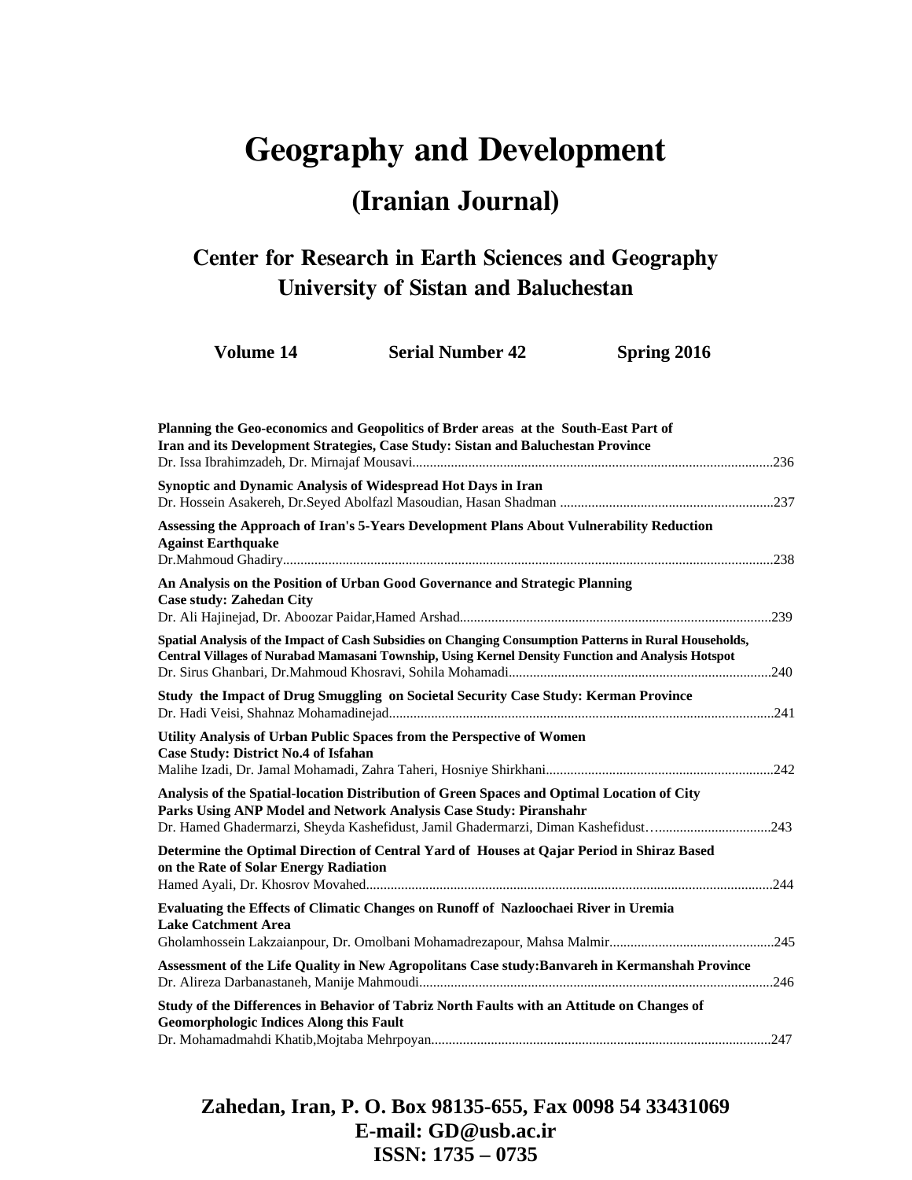# Geography and Development

## (Iranian Journal)

### Center for Research in Earth Sciences and Geography
### University of Sistan and Baluchestan

**Volume 14** **Serial Number 42** **Spring 2016**

**Planning the Geo-economics and Geopolitics of Brder areas at the South-East Part of Iran and its Development Strategies, Case Study: Sistan and Baluchestan Province**
Dr. Issa Ibrahimzadeh, Dr. Mirnajaf Mousavi......................................................................................................236

**Synoptic and Dynamic Analysis of Widespread Hot Days in Iran**
Dr. Hossein Asakereh, Dr.Seyed Abolfazl Masoudian, Hasan Shadman ............................................................237

**Assessing the Approach of Iran's 5-Years Development Plans About Vulnerability Reduction Against Earthquake**
Dr.Mahmoud Ghadiry...........................................................................................................................................238

**An Analysis on the Position of Urban Good Governance and Strategic Planning Case study: Zahedan City**
Dr. Ali Hajinejad, Dr. Aboozar Paidar,Hamed Arshad........................................................................................239

**Spatial Analysis of the Impact of Cash Subsidies on Changing Consumption Patterns in Rural Households, Central Villages of Nurabad Mamasani Township, Using Kernel Density Function and Analysis Hotspot**
Dr. Sirus Ghanbari, Dr.Mahmoud Khosravi, Sohila Mohamadi..........................................................................240

**Study the Impact of Drug Smuggling on Societal Security Case Study: Kerman Province**
Dr. Hadi Veisi, Shahnaz Mohamadinejad.............................................................................................................241

**Utility Analysis of Urban Public Spaces from the Perspective of Women Case Study: District No.4 of Isfahan**
Malihe Izadi, Dr. Jamal Mohamadi, Zahra Taheri, Hosniye Shirkhani................................................................242

**Analysis of the Spatial-location Distribution of Green Spaces and Optimal Location of City Parks Using ANP Model and Network Analysis Case Study: Piranshahr**
Dr. Hamed Ghadermarzi, Sheyda Kashefidust, Jamil Ghadermarzi, Diman Kashefidust…................................243

**Determine the Optimal Direction of Central Yard of Houses at Qajar Period in Shiraz Based on the Rate of Solar Energy Radiation**
Hamed Ayali, Dr. Khosrov Movahed...................................................................................................................244

**Evaluating the Effects of Climatic Changes on Runoff of Nazloochaei River in Uremia Lake Catchment Area**
Gholamhossein Lakzaianpour, Dr. Omolbani Mohamadrezapour, Mahsa Malmir..............................................245

**Assessment of the Life Quality in New Agropolitans Case study:Banvareh in Kermanshah Province**
Dr. Alireza Darbanastaneh, Manije Mahmoudi....................................................................................................246

**Study of the Differences in Behavior of Tabriz North Faults with an Attitude on Changes of Geomorphologic Indices Along this Fault**
Dr. Mohamadmahdi Khatib,Mojtaba Mehrpoyan................................................................................................247

**Zahedan, Iran, P. O. Box 98135-655, Fax 0098 54 33431069**
**E-mail: GD@usb.ac.ir**
**ISSN: 1735 – 0735**